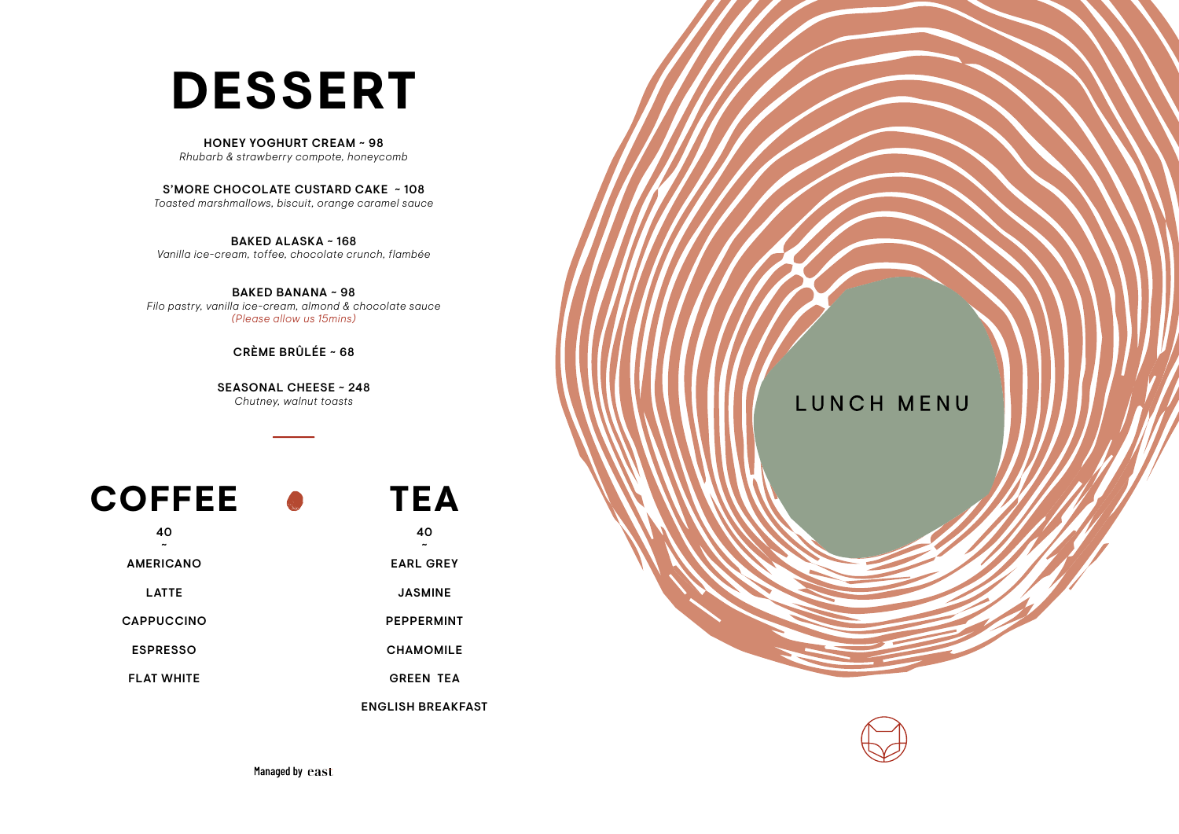# DESSERT

**HONEY YOGHURT CREAM ~ 98**
*Rhubarb & strawberry compote, honeycomb*

**S'MORE CHOCOLATE CUSTARD CAKE ~ 108**
*Toasted marshmallows, biscuit, orange caramel sauce*

**BAKED ALASKA ~ 168**
*Vanilla ice-cream, toffee, chocolate crunch, flambée*

**BAKED BANANA ~ 98**
*Filo pastry, vanilla ice-cream, almond & chocolate sauce*
*(Please allow us 15mins)*

**CRÈME BRÛLÉE ~ 68**

**SEASONAL CHEESE ~ 248**
*Chutney, walnut toasts*

# COFFEE

**40**
~

**AMERICANO**

**LATTE**

**CAPPUCCINO**

**ESPRESSO**

**FLAT WHITE**

# TEA

**40**
~

**EARL GREY**

**JASMINE**

**PEPPERMINT**

**CHAMOMILE**

**GREEN TEA**

**ENGLISH BREAKFAST**

Managed by east

LUNCH MENU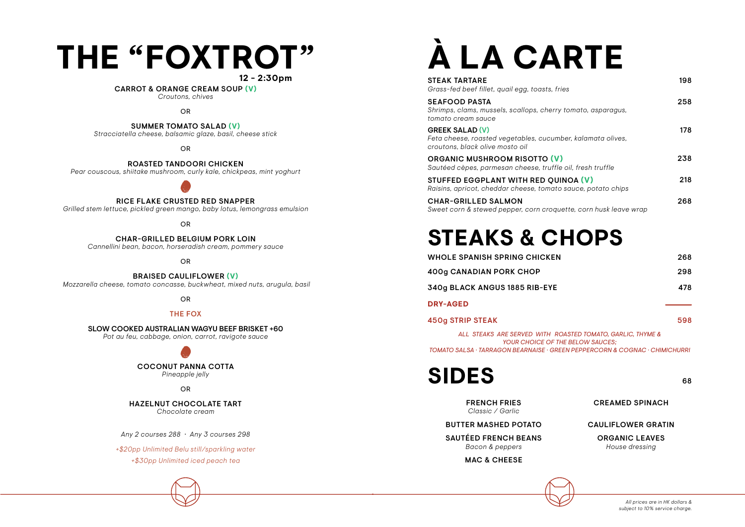# THE "FOXTROT"

**12 - 2:30pm**

**CARROT & ORANGE CREAM SOUP (V)**
*Croutons, chives*

OR

**SUMMER TOMATO SALAD (V)**
*Stracciatella cheese, balsamic glaze, basil, cheese stick*

OR

**ROASTED TANDOORI CHICKEN**
*Pear couscous, shiitake mushroom, curly kale, chickpeas, mint yoghurt*

**RICE FLAKE CRUSTED RED SNAPPER**
*Grilled stem lettuce, pickled green mango, baby lotus, lemongrass emulsion*

OR

**CHAR-GRILLED BELGIUM PORK LOIN**
*Cannellini bean, bacon, horseradish cream, pommery sauce*

OR

**BRAISED CAULIFLOWER (V)**
*Mozzarella cheese, tomato concasse, buckwheat, mixed nuts, arugula, basil*

OR

THE FOX

**SLOW COOKED AUSTRALIAN WAGYU BEEF BRISKET +60**
*Pot au feu, cabbage, onion, carrot, ravigote sauce*

**COCONUT PANNA COTTA**
*Pineapple jelly*

OR

**HAZELNUT CHOCOLATE TART**
*Chocolate cream*

*Any 2 courses 288 · Any 3 courses 298*

*+$20pp Unlimited Belu still/sparkling water*

*+$30pp Unlimited iced peach tea*

# À LA CARTE

| | |
|---|---|
| **STEAK TARTARE**<br>*Grass-fed beef fillet, quail egg, toasts, fries* | 198 |
| **SEAFOOD PASTA**<br>*Shrimps, clams, mussels, scallops, cherry tomato, asparagus, tomato cream sauce* | 258 |
| **GREEK SALAD (V)**<br>*Feta cheese, roasted vegetables, cucumber, kalamata olives, croutons, black olive mosto oil* | 178 |
| **ORGANIC MUSHROOM RISOTTO (V)**<br>*Sautéed cèpes, parmesan cheese, truffle oil, fresh truffle* | 238 |
| **STUFFED EGGPLANT WITH RED QUINOA (V)**<br>*Raisins, apricot, cheddar cheese, tomato sauce, potato chips* | 218 |
| **CHAR-GRILLED SALMON**<br>*Sweet corn & stewed pepper, corn croquette, corn husk leave wrap* | 268 |

# STEAKS & CHOPS

| | |
|---|---|
| **WHOLE SPANISH SPRING CHICKEN** | 268 |
| **400g CANADIAN PORK CHOP** | 298 |
| **340g BLACK ANGUS 1885 RIB-EYE** | 478 |
| **DRY-AGED** | |
| **450g STRIP STEAK** | 598 |

*ALL STEAKS ARE SERVED WITH ROASTED TOMATO, GARLIC, THYME & YOUR CHOICE OF THE BELOW SAUCES;*
*TOMATO SALSA · TARRAGON BEARNAISE · GREEN PEPPERCORN & COGNAC · CHIMICHURRI*

# SIDES

68

**FRENCH FRIES**
*Classic / Garlic*

**BUTTER MASHED POTATO**

**SAUTÉED FRENCH BEANS**
*Bacon & peppers*

**MAC & CHEESE**

**CREAMED SPINACH**

**CAULIFLOWER GRATIN**

**ORGANIC LEAVES**
*House dressing*

*All prices are in HK dollars & subject to 10% service charge.*